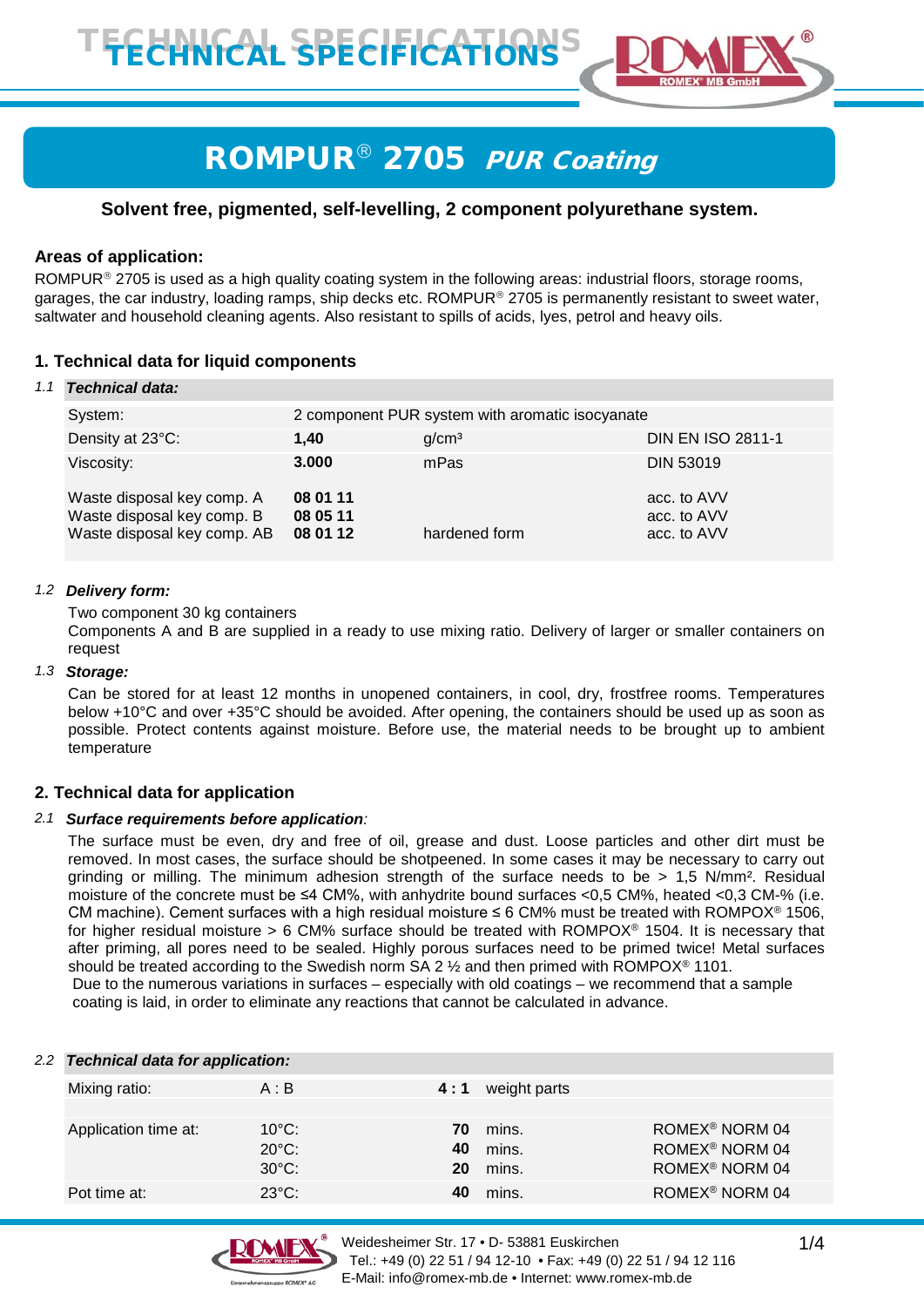# TECHNICAL SPECIFICATIONS

# ROMPUR® 2705 *PUR Coating*

**Solvent free, pigmented, self-levelling, 2 component polyurethane system.**

**Areas of application:**

ROMPUR® 2705 is used as a high quality coating system in the following areas: industrial floors, storage rooms, garages, the car industry, loading ramps, ship decks etc. ROMPUR® 2705 is permanently resistant to sweet water, saltwater and household cleaning agents. Also resistant to spills of acids, lyes, petrol and heavy oils.

## 1. Technical data for liquid components

### 1.1 *Technical data:*

| | | | |
|---|---|---|---|
| System: | 2 component PUR system with aromatic isocyanate | | |
| Density at 23°C: | **1,40** | g/cm³ | DIN EN ISO 2811-1 |
| Viscosity: | **3.000** | mPas | DIN 53019 |
| Waste disposal key comp. A | **08 01 11** | | acc. to AVV |
| Waste disposal key comp. B | **08 05 11** | | acc. to AVV |
| Waste disposal key comp. AB | **08 01 12** | hardened form | acc. to AVV |

### 1.2 *Delivery form:*

Two component 30 kg containers
Components A and B are supplied in a ready to use mixing ratio. Delivery of larger or smaller containers on request

### 1.3 *Storage:*

Can be stored for at least 12 months in unopened containers, in cool, dry, frostfree rooms. Temperatures below +10°C and over +35°C should be avoided. After opening, the containers should be used up as soon as possible. Protect contents against moisture. Before use, the material needs to be brought up to ambient temperature

## 2. Technical data for application

### 2.1 *Surface requirements before application:*

The surface must be even, dry and free of oil, grease and dust. Loose particles and other dirt must be removed. In most cases, the surface should be shotpeened. In some cases it may be necessary to carry out grinding or milling. The minimum adhesion strength of the surface needs to be > 1,5 N/mm². Residual moisture of the concrete must be ≤4 CM%, with anhydrite bound surfaces <0,5 CM%, heated <0,3 CM-% (i.e. CM machine). Cement surfaces with a high residual moisture ≤ 6 CM% must be treated with ROMPOX® 1506, for higher residual moisture > 6 CM% surface should be treated with ROMPOX® 1504. It is necessary that after priming, all pores need to be sealed. Highly porous surfaces need to be primed twice! Metal surfaces should be treated according to the Swedish norm SA 2 ½ and then primed with ROMPOX® 1101.
Due to the numerous variations in surfaces – especially with old coatings – we recommend that a sample coating is laid, in order to eliminate any reactions that cannot be calculated in advance.

### 2.2 *Technical data for application:*

| | | | | |
|---|---|---|---|---|
| Mixing ratio: | A : B | **4 : 1** | weight parts | |
| Application time at: | 10°C: | **70** | mins. | ROMEX® NORM 04 |
| | 20°C: | **40** | mins. | ROMEX® NORM 04 |
| | 30°C: | **20** | mins. | ROMEX® NORM 04 |
| Pot time at: | 23°C: | **40** | mins. | ROMEX® NORM 04 |

Weidesheimer Str. 17 • D- 53881 Euskirchen
Tel.: +49 (0) 22 51 / 94 12-10 • Fax: +49 (0) 22 51 / 94 12 116
E-Mail: info@romex-mb.de • Internet: www.romex-mb.de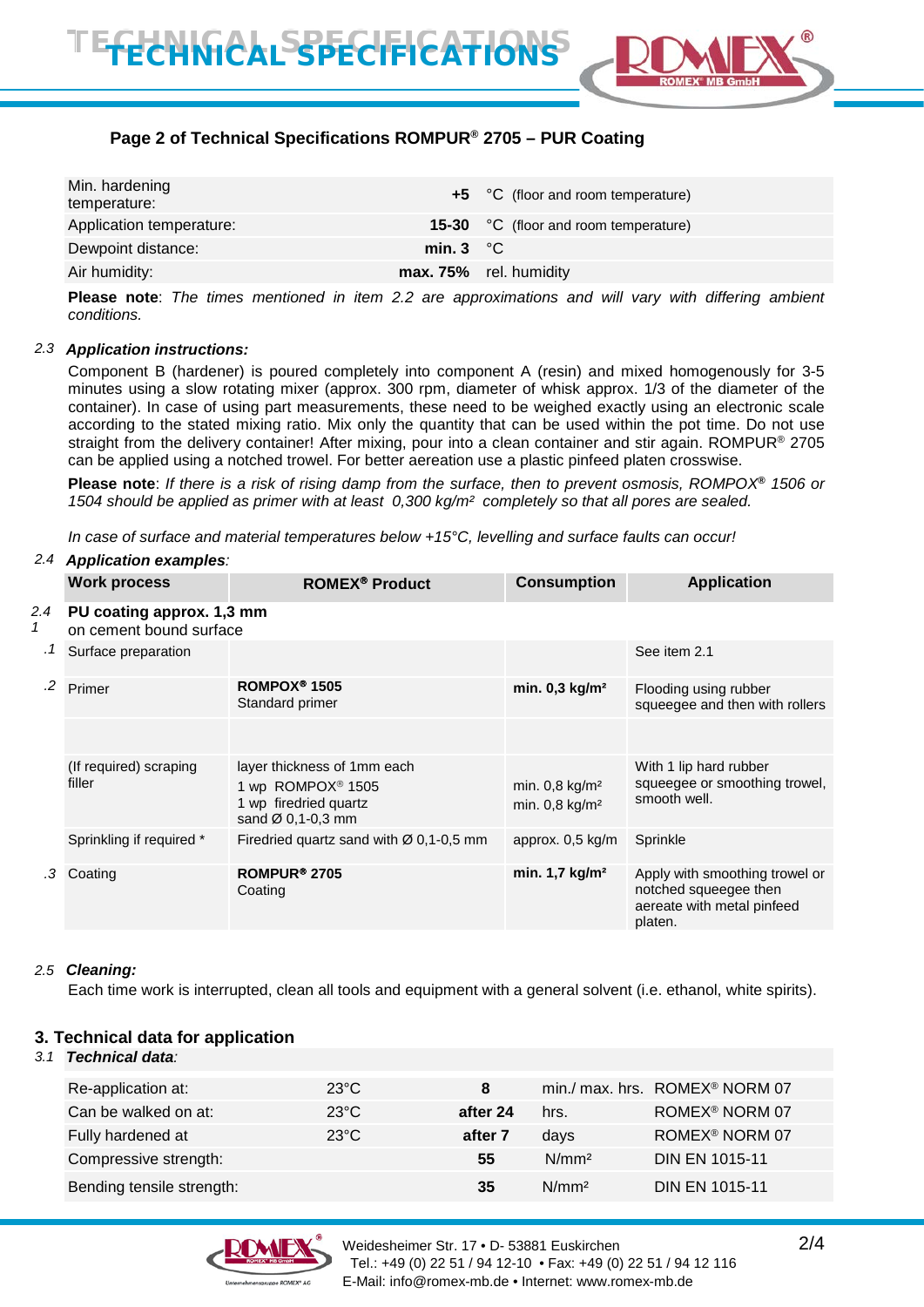### Page 2 of Technical Specifications ROMPUR® 2705 – PUR Coating

| | | |
|---|---|---|
| Min. hardening temperature: | **+5** | °C (floor and room temperature) |
| Application temperature: | **15-30** | °C (floor and room temperature) |
| Dewpoint distance: | **min. 3** | °C |
| Air humidity: | **max. 75%** | rel. humidity |

**Please note**: *The times mentioned in item 2.2 are approximations and will vary with differing ambient conditions.*

*2.3* ***Application instructions:***

Component B (hardener) is poured completely into component A (resin) and mixed homogenously for 3-5 minutes using a slow rotating mixer (approx. 300 rpm, diameter of whisk approx. 1/3 of the diameter of the container). In case of using part measurements, these need to be weighed exactly using an electronic scale according to the stated mixing ratio. Mix only the quantity that can be used within the pot time. Do not use straight from the delivery container! After mixing, pour into a clean container and stir again. ROMPUR® 2705 can be applied using a notched trowel. For better aereation use a plastic pinfeed platen crosswise.

**Please note**: *If there is a risk of rising damp from the surface, then to prevent osmosis, ROMPOX® 1506 or 1504 should be applied as primer with at least 0,300 kg/m² completely so that all pores are sealed.*

*In case of surface and material temperatures below +15°C, levelling and surface faults can occur!*

*2.4* ***Application examples****:*

| | Work process | ROMEX® Product | Consumption | Application |
|---|---|---|---|---|
| 2.4 1 | **PU coating approx. 1,3 mm** on cement bound surface | | | |
| .1 | Surface preparation | | | See item 2.1 |
| .2 | Primer | **ROMPOX® 1505** Standard primer | **min. 0,3 kg/m²** | Flooding using rubber squeegee and then with rollers |
| | | | | |
| | (If required) scraping filler | layer thickness of 1mm each 1 wp ROMPOX® 1505 1 wp firedried quartz sand Ø 0,1-0,3 mm | min. 0,8 kg/m² min. 0,8 kg/m² | With 1 lip hard rubber squeegee or smoothing trowel, smooth well. |
| | Sprinkling if required * | Firedried quartz sand with Ø 0,1-0,5 mm | approx. 0,5 kg/m | Sprinkle |
| .3 | Coating | **ROMPUR® 2705** Coating | **min. 1,7 kg/m²** | Apply with smoothing trowel or notched squeegee then aereate with metal pinfeed platen. |

*2.5* ***Cleaning:***

Each time work is interrupted, clean all tools and equipment with a general solvent (i.e. ethanol, white spirits).

## 3. Technical data for application

*3.1* ***Technical data****:*

| | | | | |
|---|---|---|---|---|
| Re-application at: | 23°C | **8** | min./ max. hrs. | ROMEX® NORM 07 |
| Can be walked on at: | 23°C | **after 24** | hrs. | ROMEX® NORM 07 |
| Fully hardened at | 23°C | **after 7** | days | ROMEX® NORM 07 |
| Compressive strength: | | **55** | N/mm² | DIN EN 1015-11 |
| Bending tensile strength: | | **35** | N/mm² | DIN EN 1015-11 |

Weidesheimer Str. 17 • D- 53881 Euskirchen
Tel.: +49 (0) 22 51 / 94 12-10 • Fax: +49 (0) 22 51 / 94 12 116
E-Mail: info@romex-mb.de • Internet: www.romex-mb.de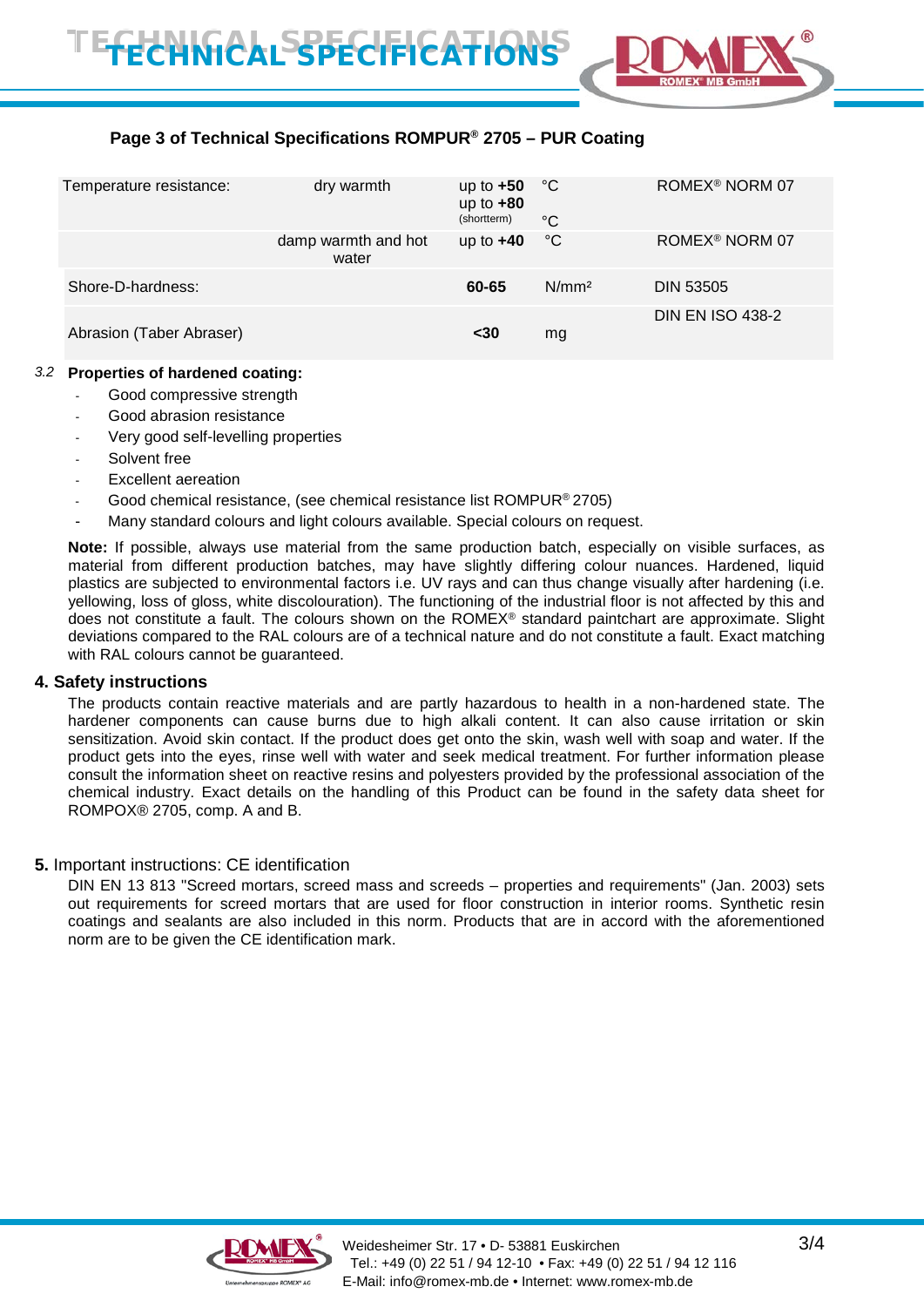### Page 3 of Technical Specifications ROMPUR® 2705 – PUR Coating

| | | | | |
|---|---|---|---|---|
| Temperature resistance: | dry warmth | up to **+50**<br>up to **+80** (shortterm) | °C<br>°C | ROMEX® NORM 07 |
| | damp warmth and hot water | up to **+40** | °C | ROMEX® NORM 07 |
| Shore-D-hardness: | | **60-65** | N/mm² | DIN 53505 |
| Abrasion (Taber Abraser) | | **<30** | mg | DIN EN ISO 438-2 |

*3.2* **Properties of hardened coating:**

- Good compressive strength
- Good abrasion resistance
- Very good self-levelling properties
- Solvent free
- Excellent aeration
- Good chemical resistance, (see chemical resistance list ROMPUR® 2705)
- Many standard colours and light colours available. Special colours on request.

**Note:** If possible, always use material from the same production batch, especially on visible surfaces, as material from different production batches, may have slightly differing colour nuances. Hardened, liquid plastics are subjected to environmental factors i.e. UV rays and can thus change visually after hardening (i.e. yellowing, loss of gloss, white discolouration). The functioning of the industrial floor is not affected by this and does not constitute a fault. The colours shown on the ROMEX® standard paintchart are approximate. Slight deviations compared to the RAL colours are of a technical nature and do not constitute a fault. Exact matching with RAL colours cannot be guaranteed.

### 4. Safety instructions

The products contain reactive materials and are partly hazardous to health in a non-hardened state. The hardener components can cause burns due to high alkali content. It can also cause irritation or skin sensitization. Avoid skin contact. If the product does get onto the skin, wash well with soap and water. If the product gets into the eyes, rinse well with water and seek medical treatment. For further information please consult the information sheet on reactive resins and polyesters provided by the professional association of the chemical industry. Exact details on the handling of this Product can be found in the safety data sheet for ROMPOX® 2705, comp. A and B.

### **5.** Important instructions: CE identification

DIN EN 13 813 "Screed mortars, screed mass and screeds – properties and requirements" (Jan. 2003) sets out requirements for screed mortars that are used for floor construction in interior rooms. Synthetic resin coatings and sealants are also included in this norm. Products that are in accord with the aforementioned norm are to be given the CE identification mark.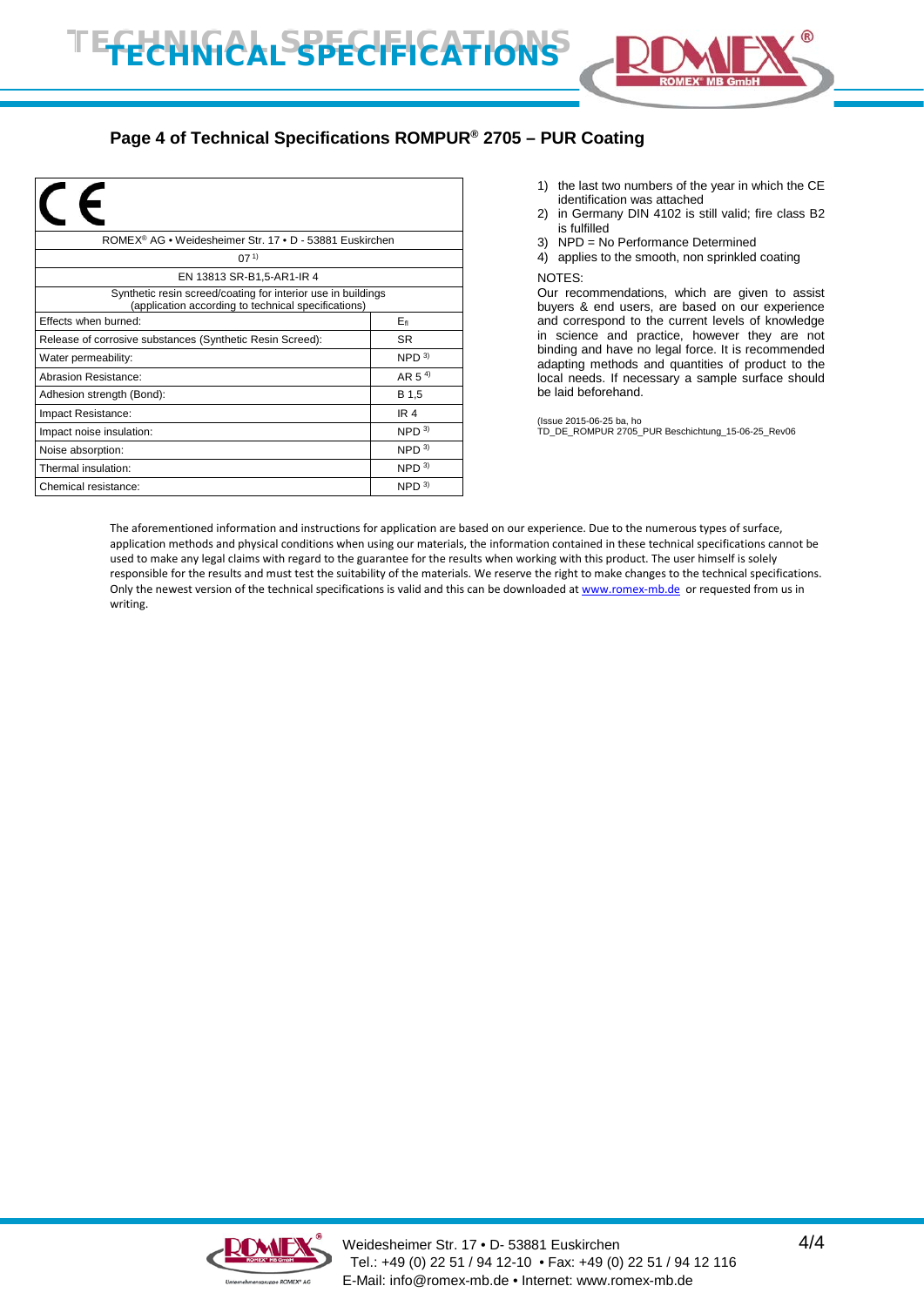## Page 4 of Technical Specifications ROMPUR® 2705 – PUR Coating

| CE | |
|---|---|
| ROMEX® AG • Weidesheimer Str. 17 • D - 53881 Euskirchen | |
| 07 [1] | |
| EN 13813 SR-B1,5-AR1-IR 4 | |
| Synthetic resin screed/coating for interior use in buildings (application according to technical specifications) | |
| Effects when burned: | $E_{fl}$ |
| Release of corrosive substances (Synthetic Resin Screed): | SR |
| Water permeability: | NPD [3] |
| Abrasion Resistance: | AR 5 [4] |
| Adhesion strength (Bond): | B 1,5 |
| Impact Resistance: | IR 4 |
| Impact noise insulation: | NPD [3] |
| Noise absorption: | NPD [3] |
| Thermal insulation: | NPD [3] |
| Chemical resistance: | NPD [3] |

1) the last two numbers of the year in which the CE identification was attached
2) in Germany DIN 4102 is still valid; fire class B2 is fulfilled
3) NPD = No Performance Determined
4) applies to the smooth, non sprinkled coating

NOTES:
Our recommendations, which are given to assist buyers & end users, are based on our experience and correspond to the current levels of knowledge in science and practice, however they are not binding and have no legal force. It is recommended adapting methods and quantities of product to the local needs. If necessary a sample surface should be laid beforehand.

(Issue 2015-06-25 ba, ho
TD_DE_ROMPUR 2705_PUR Beschichtung_15-06-25_Rev06

The aforementioned information and instructions for application are based on our experience. Due to the numerous types of surface, application methods and physical conditions when using our materials, the information contained in these technical specifications cannot be used to make any legal claims with regard to the guarantee for the results when working with this product. The user himself is solely responsible for the results and must test the suitability of the materials. We reserve the right to make changes to the technical specifications. Only the newest version of the technical specifications is valid and this can be downloaded at www.romex-mb.de or requested from us in writing.

Weidesheimer Str. 17 • D- 53881 Euskirchen
Tel.: +49 (0) 22 51 / 94 12-10 • Fax: +49 (0) 22 51 / 94 12 116
E-Mail: info@romex-mb.de • Internet: www.romex-mb.de